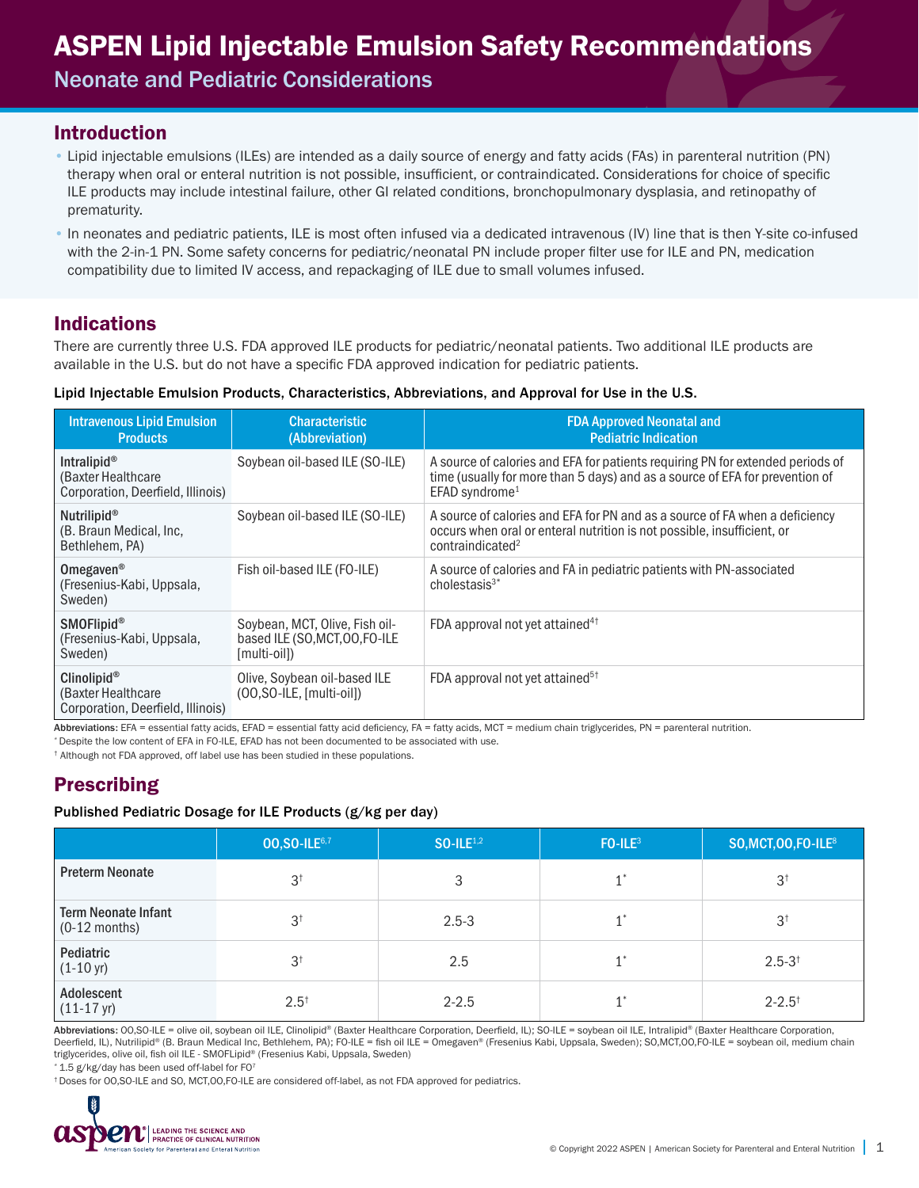# ASPEN Lipid Injectable Emulsion Safety Recommendations

## Neonate and Pediatric Considerations

## Introduction

- Lipid injectable emulsions (ILEs) are intended as a daily source of energy and fatty acids (FAs) in parenteral nutrition (PN) therapy when oral or enteral nutrition is not possible, insufficient, or contraindicated. Considerations for choice of specific ILE products may include intestinal failure, other GI related conditions, bronchopulmonary dysplasia, and retinopathy of prematurity.
- In neonates and pediatric patients, ILE is most often infused via a dedicated intravenous (IV) line that is then Y-site co-infused with the 2-in-1 PN. Some safety concerns for pediatric/neonatal PN include proper filter use for ILE and PN, medication compatibility due to limited IV access, and repackaging of ILE due to small volumes infused.

## Indications

There are currently three U.S. FDA approved ILE products for pediatric/neonatal patients. Two additional ILE products are available in the U.S. but do not have a specific FDA approved indication for pediatric patients.

**Lipid Injectable Emulsion Products, Characteristics, Abbreviations, and Approval for Use in the U.S.**

| Intravenous Lipid Emulsion Products | Characteristic (Abbreviation) | FDA Approved Neonatal and Pediatric Indication |
|---|---|---|
| **Intralipid®** (Baxter Healthcare Corporation, Deerfield, Illinois) | Soybean oil-based ILE (SO-ILE) | A source of calories and EFA for patients requiring PN for extended periods of time (usually for more than 5 days) and as a source of EFA for prevention of EFAD syndrome[1] |
| **Nutrilipid®** (B. Braun Medical, Inc, Bethlehem, PA) | Soybean oil-based ILE (SO-ILE) | A source of calories and EFA for PN and as a source of FA when a deficiency occurs when oral or enteral nutrition is not possible, insufficient, or contraindicated[2] |
| **Omegaven®** (Fresenius-Kabi, Uppsala, Sweden) | Fish oil-based ILE (FO-ILE) | A source of calories and FA in pediatric patients with PN-associated cholestasis[3*] |
| **SMOFlipid®** (Fresenius-Kabi, Uppsala, Sweden) | Soybean, MCT, Olive, Fish oil-based ILE (SO,MCT,OO,FO-ILE [multi-oil]) | FDA approval not yet attained[4†] |
| **Clinolipid®** (Baxter Healthcare Corporation, Deerfield, Illinois) | Olive, Soybean oil-based ILE (OO,SO-ILE, [multi-oil]) | FDA approval not yet attained[5†] |

**Abbreviations:** EFA = essential fatty acids, EFAD = essential fatty acid deficiency, FA = fatty acids, MCT = medium chain triglycerides, PN = parenteral nutrition.

\* Despite the low content of EFA in FO-ILE, EFAD has not been documented to be associated with use.

† Although not FDA approved, off label use has been studied in these populations.

## Prescribing

**Published Pediatric Dosage for ILE Products (g/kg per day)**

| | OO,SO-ILE[6,7] | SO-ILE[1,2] | FO-ILE[3] | SO,MCT,OO,FO-ILE[8] |
|---|---|---|---|---|
| **Preterm Neonate** | 3† | 3 | 1* | 3† |
| **Term Neonate Infant** (0-12 months) | 3† | 2.5-3 | 1* | 3† |
| **Pediatric** (1-10 yr) | 3† | 2.5 | 1* | 2.5-3† |
| **Adolescent** (11-17 yr) | 2.5† | 2-2.5 | 1* | 2-2.5† |

**Abbreviations:** OO,SO-ILE = olive oil, soybean oil ILE, Clinolipid® (Baxter Healthcare Corporation, Deerfield, IL); SO-ILE = soybean oil ILE, Intralipid® (Baxter Healthcare Corporation, Deerfield, IL), Nutrilipid® (B. Braun Medical Inc, Bethlehem, PA); FO-ILE = fish oil ILE = Omegaven® (Fresenius Kabi, Uppsala, Sweden); SO,MCT,OO,FO-ILE = soybean oil, medium chain triglycerides, olive oil, fish oil ILE - SMOFLipid® (Fresenius Kabi, Uppsala, Sweden)

\* 1.5 g/kg/day has been used off-label for FO[7]

† Doses for OO,SO-ILE and SO, MCT,OO,FO-ILE are considered off-label, as not FDA approved for pediatrics.

© Copyright 2022 ASPEN | American Society for Parenteral and Enteral Nutrition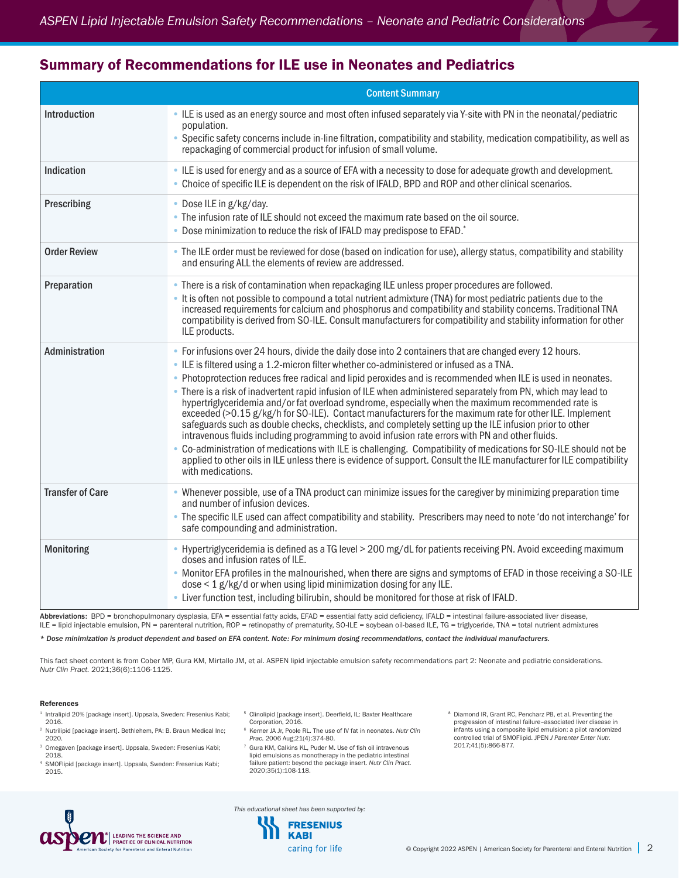## Summary of Recommendations for ILE use in Neonates and Pediatrics

| | Content Summary |
|---|---|
| Introduction | • ILE is used as an energy source and most often infused separately via Y-site with PN in the neonatal/pediatric population.<br>• Specific safety concerns include in-line filtration, compatibility and stability, medication compatibility, as well as repackaging of commercial product for infusion of small volume. |
| Indication | • ILE is used for energy and as a source of EFA with a necessity to dose for adequate growth and development.<br>• Choice of specific ILE is dependent on the risk of IFALD, BPD and ROP and other clinical scenarios. |
| Prescribing | • Dose ILE in g/kg/day.<br>• The infusion rate of ILE should not exceed the maximum rate based on the oil source.<br>• Dose minimization to reduce the risk of IFALD may predispose to EFAD.* |
| Order Review | • The ILE order must be reviewed for dose (based on indication for use), allergy status, compatibility and stability and ensuring ALL the elements of review are addressed. |
| Preparation | • There is a risk of contamination when repackaging ILE unless proper procedures are followed.<br>• It is often not possible to compound a total nutrient admixture (TNA) for most pediatric patients due to the increased requirements for calcium and phosphorus and compatibility and stability concerns. Traditional TNA compatibility is derived from SO-ILE. Consult manufacturers for compatibility and stability information for other ILE products. |
| Administration | • For infusions over 24 hours, divide the daily dose into 2 containers that are changed every 12 hours.<br>• ILE is filtered using a 1.2-micron filter whether co-administered or infused as a TNA.<br>• Photoprotection reduces free radical and lipid peroxides and is recommended when ILE is used in neonates.<br>• There is a risk of inadvertent rapid infusion of ILE when administered separately from PN, which may lead to hypertriglyceridemia and/or fat overload syndrome, especially when the maximum recommended rate is exceeded (>0.15 g/kg/h for SO-ILE). Contact manufacturers for the maximum rate for other ILE. Implement safeguards such as double checks, checklists, and completely setting up the ILE infusion prior to other intravenous fluids including programming to avoid infusion rate errors with PN and other fluids.<br>• Co-administration of medications with ILE is challenging. Compatibility of medications for SO-ILE should not be applied to other oils in ILE unless there is evidence of support. Consult the ILE manufacturer for ILE compatibility with medications. |
| Transfer of Care | • Whenever possible, use of a TNA product can minimize issues for the caregiver by minimizing preparation time and number of infusion devices.<br>• The specific ILE used can affect compatibility and stability. Prescribers may need to note 'do not interchange' for safe compounding and administration. |
| Monitoring | • Hypertriglyceridemia is defined as a TG level > 200 mg/dL for patients receiving PN. Avoid exceeding maximum doses and infusion rates of ILE.<br>• Monitor EFA profiles in the malnourished, when there are signs and symptoms of EFAD in those receiving a SO-ILE dose < 1 g/kg/d or when using lipid minimization dosing for any ILE.<br>• Liver function test, including bilirubin, should be monitored for those at risk of IFALD. |

**Abbreviations:** BPD = bronchopulmonary dysplasia, EFA = essential fatty acids, EFAD = essential fatty acid deficiency, IFALD = intestinal failure-associated liver disease, ILE = lipid injectable emulsion, PN = parenteral nutrition, ROP = retinopathy of prematurity, SO-ILE = soybean oil-based ILE, TG = triglyceride, TNA = total nutrient admixtures

*\* Dose minimization is product dependent and based on EFA content. Note: For minimum dosing recommendations, contact the individual manufacturers.*

This fact sheet content is from Cober MP, Gura KM, Mirtallo JM, et al. ASPEN lipid injectable emulsion safety recommendations part 2: Neonate and pediatric considerations. *Nutr Clin Pract.* 2021;36(6):1106-1125.

#### References

1. Intralipid 20% [package insert]. Uppsala, Sweden: Fresenius Kabi; 2016.
2. Nutrilipid [package insert]. Bethlehem, PA: B. Braun Medical Inc; 2020.
3. Omegaven [package insert]. Uppsala, Sweden: Fresenius Kabi; 2018.
4. SMOFlipid [package insert]. Uppsala, Sweden: Fresenius Kabi; 2015.
5. Clinolipid [package insert]. Deerfield, IL: Baxter Healthcare Corporation, 2016.
6. Kerner JA Jr, Poole RL. The use of IV fat in neonates. *Nutr Clin Prac.* 2006 Aug;21(4):374-80.
7. Gura KM, Calkins KL, Puder M. Use of fish oil intravenous lipid emulsions as monotherapy in the pediatric intestinal failure patient: beyond the package insert. *Nutr Clin Pract.* 2020;35(1):108-118.
8. Diamond IR, Grant RC, Pencharz PB, et al. Preventing the progression of intestinal failure–associated liver disease in infants using a composite lipid emulsion: a pilot randomized controlled trial of SMOFlipid. JPEN *J Parenter Enter Nutr.* 2017;41(5):866-877.

*This educational sheet has been supported by:*

FRESENIUS KABI — caring for life

© Copyright 2022 ASPEN | American Society for Parenteral and Enteral Nutrition